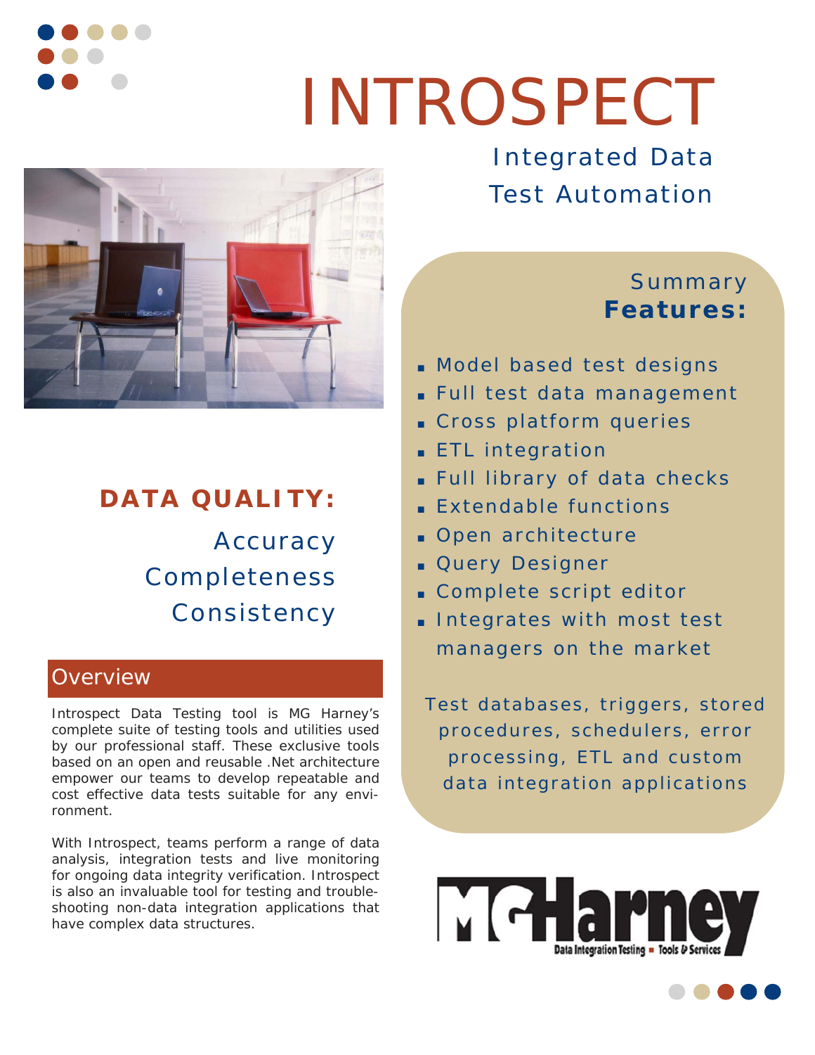# INTROSPECT

## Integrated Data Test Automation

## DATA QUALITY:

Accuracy
Completeness
Consistency

## Overview

Introspect Data Testing tool is MG Harney's complete suite of testing tools and utilities used by our professional staff. These exclusive tools based on an open and reusable .Net architecture empower our teams to develop repeatable and cost effective data tests suitable for any environment.

With Introspect, teams perform a range of data analysis, integration tests and live monitoring for ongoing data integrity verification. Introspect is also an invaluable tool for testing and troubleshooting non-data integration applications that have complex data structures.

## Summary **Features:**

- Model based test designs
- Full test data management
- Cross platform queries
- ETL integration
- Full library of data checks
- Extendable functions
- Open architecture
- Query Designer
- Complete script editor
- Integrates with most test managers on the market

Test databases, triggers, stored procedures, schedulers, error processing, ETL and custom data integration applications

MG Harney
Data Integration Testing ■ Tools & Services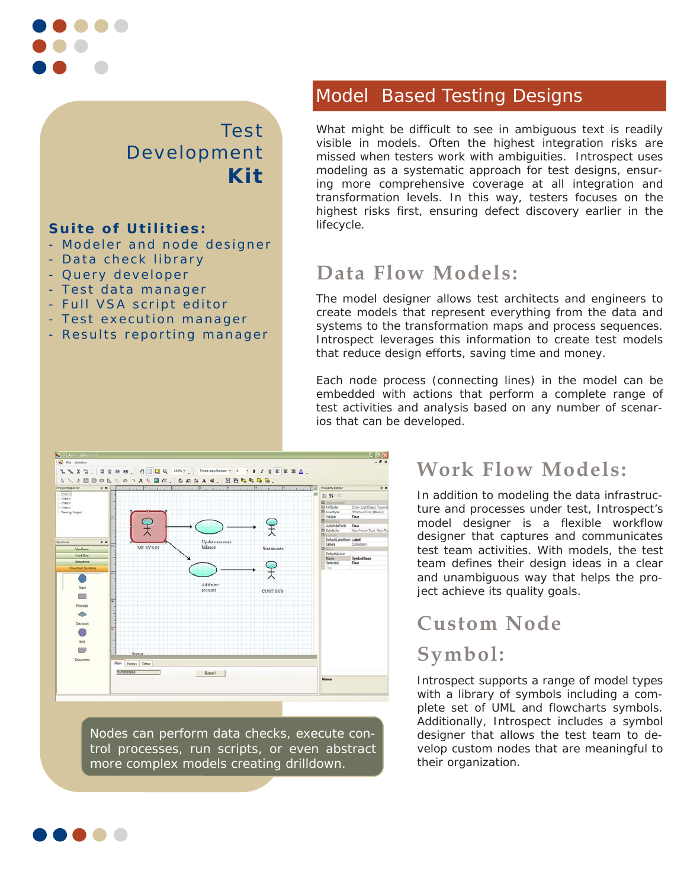# Test Development **Kit**

**Suite of Utilities:**

- Modeler and node designer
- Data check library
- Query developer
- Test data manager
- Full VSA script editor
- Test execution manager
- Results reporting manager

## Model Based Testing Designs

What might be difficult to see in ambiguous text is readily visible in models. Often the highest integration risks are missed when testers work with ambiguities. Introspect uses modeling as a systematic approach for test designs, ensuring more comprehensive coverage at all integration and transformation levels. In this way, testers focuses on the highest risks first, ensuring defect discovery earlier in the lifecycle.

## Data Flow Models:

The model designer allows test architects and engineers to create models that represent everything from the data and systems to the transformation maps and process sequences. Introspect leverages this information to create test models that reduce design efforts, saving time and money.

Each node process (connecting lines) in the model can be embedded with actions that perform a complete range of test activities and analysis based on any number of scenarios that can be developed.

Nodes can perform data checks, execute control processes, run scripts, or even abstract more complex models creating drilldown.

## Work Flow Models:

In addition to modeling the data infrastructure and processes under test, Introspect's model designer is a flexible workflow designer that captures and communicates test team activities. With models, the test team defines their design ideas in a clear and unambiguous way that helps the project achieve its quality goals.

## Custom Node Symbol:

Introspect supports a range of model types with a library of symbols including a complete set of UML and flowcharts symbols. Additionally, Introspect includes a symbol designer that allows the test team to develop custom nodes that are meaningful to their organization.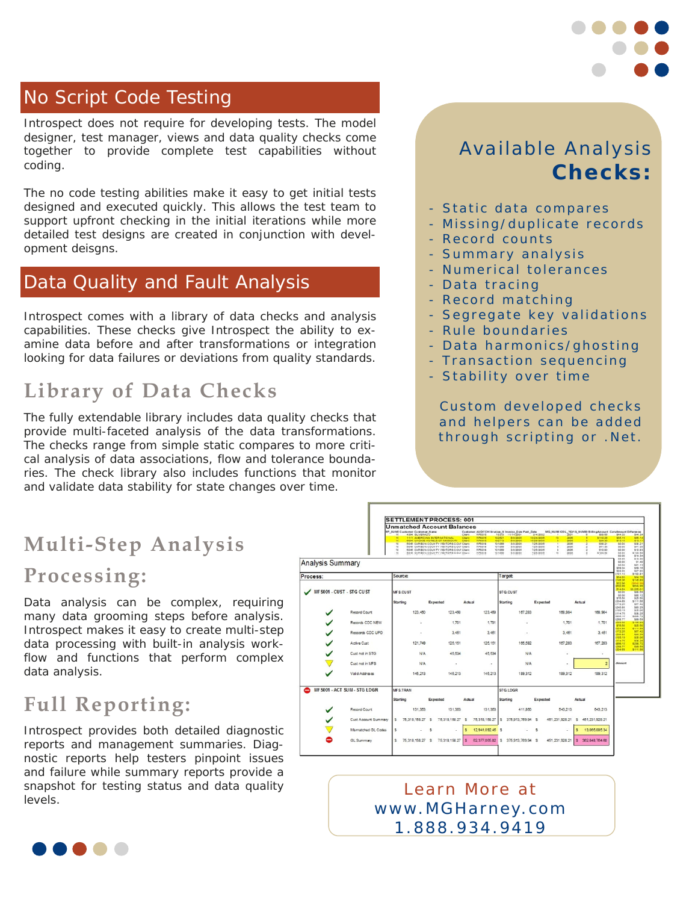## No Script Code Testing

Introspect does not require for developing tests. The model designer, test manager, views and data quality checks come together to provide complete test capabilities without coding.

The no code testing abilities make it easy to get initial tests designed and executed quickly. This allows the test team to support upfront checking in the initial iterations while more detailed test designs are created in conjunction with development deisgns.

## Data Quality and Fault Analysis

Introspect comes with a library of data checks and analysis capabilities. These checks give Introspect the ability to examine data before and after transformations or integration looking for data failures or deviations from quality standards.

### Library of Data Checks

The fully extendable library includes data quality checks that provide multi-faceted analysis of the data transformations. The checks range from simple static compares to more critical analysis of data associations, flow and tolerance boundaries. The check library also includes functions that monitor and validate data stability for state changes over time.

## Available Analysis **Checks:**

- Static data compares
- Missing/duplicate records
- Record counts
- Summary analysis
- Numerical tolerances
- Data tracing
- Record matching
- Segregate key validations
- Rule boundaries
- Data harmonics/ghosting
- Transaction sequencing
- Stability over time

Custom developed checks and helpers can be added through scripting or .Net.

### Multi-Step Analysis Processing:

Data analysis can be complex, requiring many data grooming steps before analysis. Introspect makes it easy to create multi-step data processing with built-in analysis workflow and functions that perform complex data analysis.

### Full Reporting:

Introspect provides both detailed diagnostic reports and management summaries. Diagnostic reports help testers pinpoint issues and failure while summary reports provide a snapshot for testing status and data quality levels.

Learn More at
www.MGHarney.com
1.888.934.9419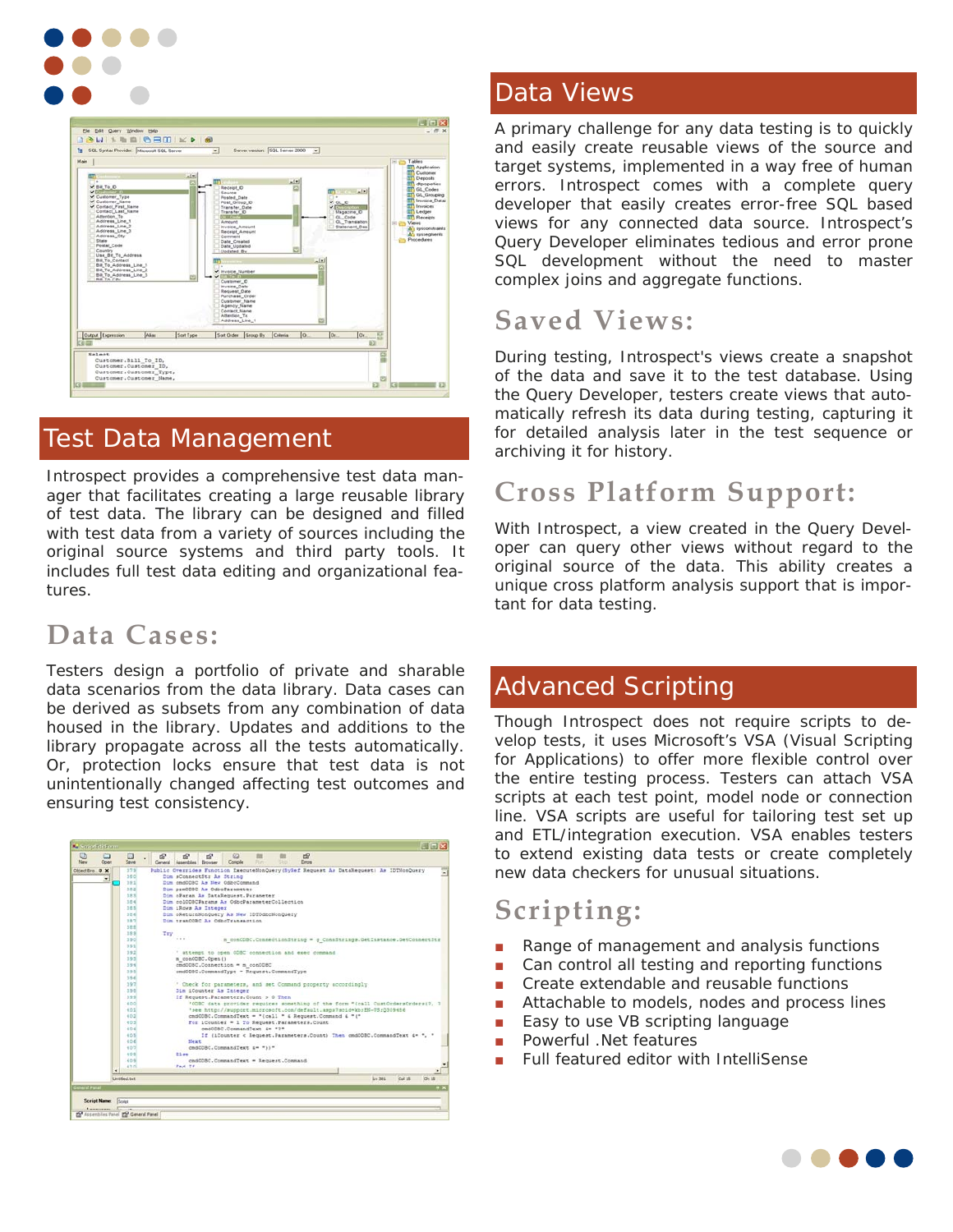## Test Data Management

Introspect provides a comprehensive test data manager that facilitates creating a large reusable library of test data. The library can be designed and filled with test data from a variety of sources including the original source systems and third party tools. It includes full test data editing and organizational features.

### Data Cases:

Testers design a portfolio of private and sharable data scenarios from the data library. Data cases can be derived as subsets from any combination of data housed in the library. Updates and additions to the library propagate across all the tests automatically. Or, protection locks ensure that test data is not unintentionally changed affecting test outcomes and ensuring test consistency.

## Data Views

A primary challenge for any data testing is to quickly and easily create reusable views of the source and target systems, implemented in a way free of human errors. Introspect comes with a complete query developer that easily creates error-free SQL based views for any connected data source. Introspect's Query Developer eliminates tedious and error prone SQL development without the need to master complex joins and aggregate functions.

### Saved Views:

During testing, Introspect's views create a snapshot of the data and save it to the test database. Using the Query Developer, testers create views that automatically refresh its data during testing, capturing it for detailed analysis later in the test sequence or archiving it for history.

### Cross Platform Support:

With Introspect, a view created in the Query Developer can query other views without regard to the original source of the data. This ability creates a unique cross platform analysis support that is important for data testing.

## Advanced Scripting

Though Introspect does not require scripts to develop tests, it uses Microsoft's VSA (Visual Scripting for Applications) to offer more flexible control over the entire testing process. Testers can attach VSA scripts at each test point, model node or connection line. VSA scripts are useful for tailoring test set up and ETL/integration execution. VSA enables testers to extend existing data tests or create completely new data checkers for unusual situations.

### Scripting:

- Range of management and analysis functions
- Can control all testing and reporting functions
- Create extendable and reusable functions
- Attachable to models, nodes and process lines
- Easy to use VB scripting language
- Powerful .Net features
- Full featured editor with IntelliSense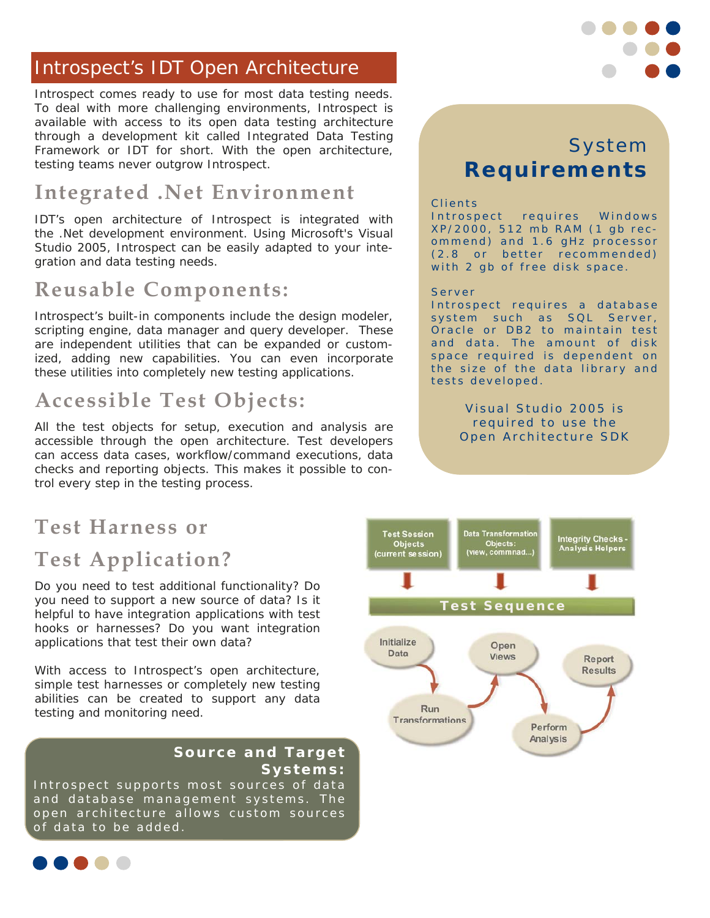# Introspect's IDT Open Architecture

Introspect comes ready to use for most data testing needs. To deal with more challenging environments, Introspect is available with access to its open data testing architecture through a development kit called Integrated Data Testing Framework or IDT for short. With the open architecture, testing teams never outgrow Introspect.

## Integrated .Net Environment

IDT's open architecture of Introspect is integrated with the .Net development environment. Using Microsoft's Visual Studio 2005, Introspect can be easily adapted to your integration and data testing needs.

## Reusable Components:

Introspect's built-in components include the design modeler, scripting engine, data manager and query developer. These are independent utilities that can be expanded or customized, adding new capabilities. You can even incorporate these utilities into completely new testing applications.

## Accessible Test Objects:

All the test objects for setup, execution and analysis are accessible through the open architecture. Test developers can access data cases, workflow/command executions, data checks and reporting objects. This makes it possible to control every step in the testing process.

## System Requirements

**Clients**
Introspect requires Windows XP/2000, 512 mb RAM (1 gb recommend) and 1.6 gHz processor (2.8 or better recommended) with 2 gb of free disk space.

**Server**
Introspect requires a database system such as SQL Server, Oracle or DB2 to maintain test and data. The amount of disk space required is dependent on the size of the data library and tests developed.

Visual Studio 2005 is required to use the Open Architecture SDK

## Test Harness or Test Application?

Do you need to test additional functionality? Do you need to support a new source of data? Is it helpful to have integration applications with test hooks or harnesses? Do you want integration applications that test their own data?

With access to Introspect's open architecture, simple test harnesses or completely new testing abilities can be created to support any data testing and monitoring need.

Test Session Objects (current session) | Data Transformation Objects: (view, commnad...) | Integrity Checks - Analysis Helpers

**Test Sequence**

Initialize Data → Run Transformations → Open Views → Perform Analysis → Report Results

### Source and Target Systems:

Introspect supports most sources of data and database management systems. The open architecture allows custom sources of data to be added.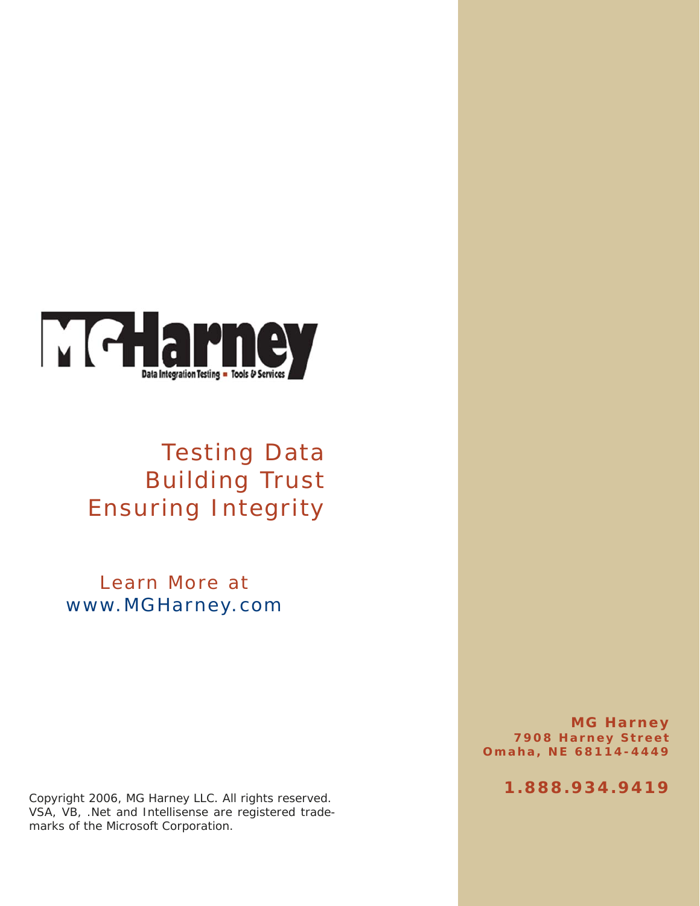MGHarney

Data Integration Testing ■ Tools & Services

Testing Data
Building Trust
Ensuring Integrity

Learn More at
www.MGHarney.com

**MG Harney**
**7908 Harney Street**
**Omaha, NE 68114-4449**

**1.888.934.9419**

Copyright 2006, MG Harney LLC. All rights reserved. VSA, VB, .Net and Intellisense are registered trademarks of the Microsoft Corporation.